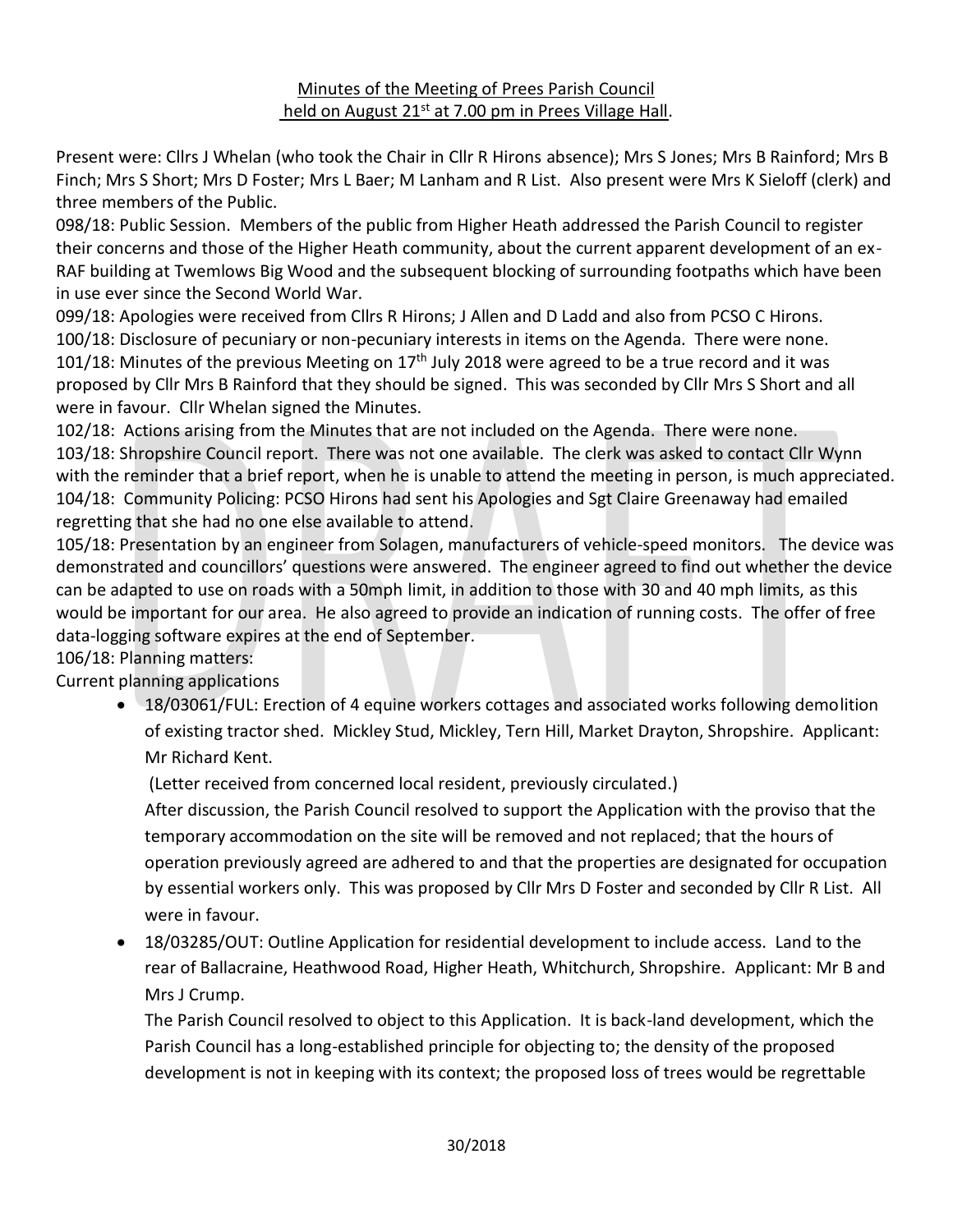Minutes of the Meeting of Prees Parish Council held on August 21st at 7.00 pm in Prees Village Hall.

Present were: Cllrs J Whelan (who took the Chair in Cllr R Hirons absence); Mrs S Jones; Mrs B Rainford; Mrs B Finch; Mrs S Short; Mrs D Foster; Mrs L Baer; M Lanham and R List. Also present were Mrs K Sieloff (clerk) and three members of the Public.

098/18: Public Session. Members of the public from Higher Heath addressed the Parish Council to register their concerns and those of the Higher Heath community, about the current apparent development of an ex-RAF building at Twemlows Big Wood and the subsequent blocking of surrounding footpaths which have been in use ever since the Second World War.

099/18: Apologies were received from Cllrs R Hirons; J Allen and D Ladd and also from PCSO C Hirons.

100/18: Disclosure of pecuniary or non-pecuniary interests in items on the Agenda. There were none.

101/18: Minutes of the previous Meeting on 17th July 2018 were agreed to be a true record and it was proposed by Cllr Mrs B Rainford that they should be signed. This was seconded by Cllr Mrs S Short and all were in favour. Cllr Whelan signed the Minutes.

102/18: Actions arising from the Minutes that are not included on the Agenda. There were none.

103/18: Shropshire Council report. There was not one available. The clerk was asked to contact Cllr Wynn with the reminder that a brief report, when he is unable to attend the meeting in person, is much appreciated.

104/18: Community Policing: PCSO Hirons had sent his Apologies and Sgt Claire Greenaway had emailed regretting that she had no one else available to attend.

105/18: Presentation by an engineer from Solagen, manufacturers of vehicle-speed monitors. The device was demonstrated and councillors' questions were answered. The engineer agreed to find out whether the device can be adapted to use on roads with a 50mph limit, in addition to those with 30 and 40 mph limits, as this would be important for our area. He also agreed to provide an indication of running costs. The offer of free data-logging software expires at the end of September.

106/18: Planning matters:

Current planning applications

- 18/03061/FUL: Erection of 4 equine workers cottages and associated works following demolition of existing tractor shed. Mickley Stud, Mickley, Tern Hill, Market Drayton, Shropshire. Applicant: Mr Richard Kent.

  (Letter received from concerned local resident, previously circulated.)

  After discussion, the Parish Council resolved to support the Application with the proviso that the temporary accommodation on the site will be removed and not replaced; that the hours of operation previously agreed are adhered to and that the properties are designated for occupation by essential workers only. This was proposed by Cllr Mrs D Foster and seconded by Cllr R List. All were in favour.

- 18/03285/OUT: Outline Application for residential development to include access. Land to the rear of Ballacraine, Heathwood Road, Higher Heath, Whitchurch, Shropshire. Applicant: Mr B and Mrs J Crump.

  The Parish Council resolved to object to this Application. It is back-land development, which the Parish Council has a long-established principle for objecting to; the density of the proposed development is not in keeping with its context; the proposed loss of trees would be regrettable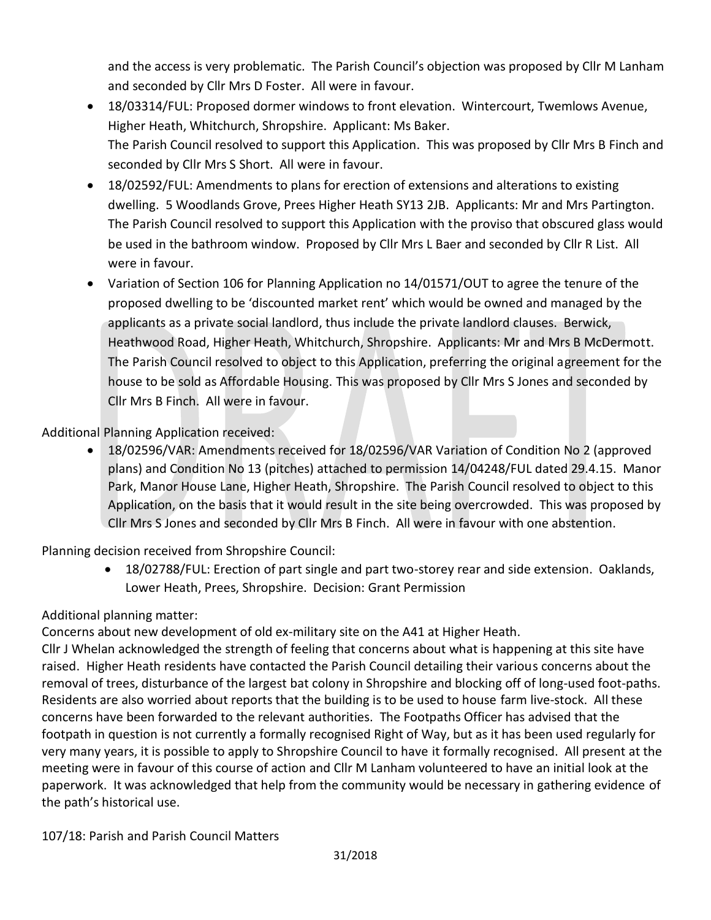and the access is very problematic. The Parish Council's objection was proposed by Cllr M Lanham and seconded by Cllr Mrs D Foster. All were in favour.

- 18/03314/FUL: Proposed dormer windows to front elevation. Wintercourt, Twemlows Avenue, Higher Heath, Whitchurch, Shropshire. Applicant: Ms Baker.
  The Parish Council resolved to support this Application. This was proposed by Cllr Mrs B Finch and seconded by Cllr Mrs S Short. All were in favour.
- 18/02592/FUL: Amendments to plans for erection of extensions and alterations to existing dwelling. 5 Woodlands Grove, Prees Higher Heath SY13 2JB. Applicants: Mr and Mrs Partington. The Parish Council resolved to support this Application with the proviso that obscured glass would be used in the bathroom window. Proposed by Cllr Mrs L Baer and seconded by Cllr R List. All were in favour.
- Variation of Section 106 for Planning Application no 14/01571/OUT to agree the tenure of the proposed dwelling to be 'discounted market rent' which would be owned and managed by the applicants as a private social landlord, thus include the private landlord clauses. Berwick, Heathwood Road, Higher Heath, Whitchurch, Shropshire. Applicants: Mr and Mrs B McDermott. The Parish Council resolved to object to this Application, preferring the original agreement for the house to be sold as Affordable Housing. This was proposed by Cllr Mrs S Jones and seconded by Cllr Mrs B Finch. All were in favour.

Additional Planning Application received:

- 18/02596/VAR: Amendments received for 18/02596/VAR Variation of Condition No 2 (approved plans) and Condition No 13 (pitches) attached to permission 14/04248/FUL dated 29.4.15. Manor Park, Manor House Lane, Higher Heath, Shropshire. The Parish Council resolved to object to this Application, on the basis that it would result in the site being overcrowded. This was proposed by Cllr Mrs S Jones and seconded by Cllr Mrs B Finch. All were in favour with one abstention.

Planning decision received from Shropshire Council:

- 18/02788/FUL: Erection of part single and part two-storey rear and side extension. Oaklands, Lower Heath, Prees, Shropshire. Decision: Grant Permission

Additional planning matter:

Concerns about new development of old ex-military site on the A41 at Higher Heath.

Cllr J Whelan acknowledged the strength of feeling that concerns about what is happening at this site have raised. Higher Heath residents have contacted the Parish Council detailing their various concerns about the removal of trees, disturbance of the largest bat colony in Shropshire and blocking off of long-used foot-paths. Residents are also worried about reports that the building is to be used to house farm live-stock. All these concerns have been forwarded to the relevant authorities. The Footpaths Officer has advised that the footpath in question is not currently a formally recognised Right of Way, but as it has been used regularly for very many years, it is possible to apply to Shropshire Council to have it formally recognised. All present at the meeting were in favour of this course of action and Cllr M Lanham volunteered to have an initial look at the paperwork. It was acknowledged that help from the community would be necessary in gathering evidence of the path's historical use.

107/18: Parish and Parish Council Matters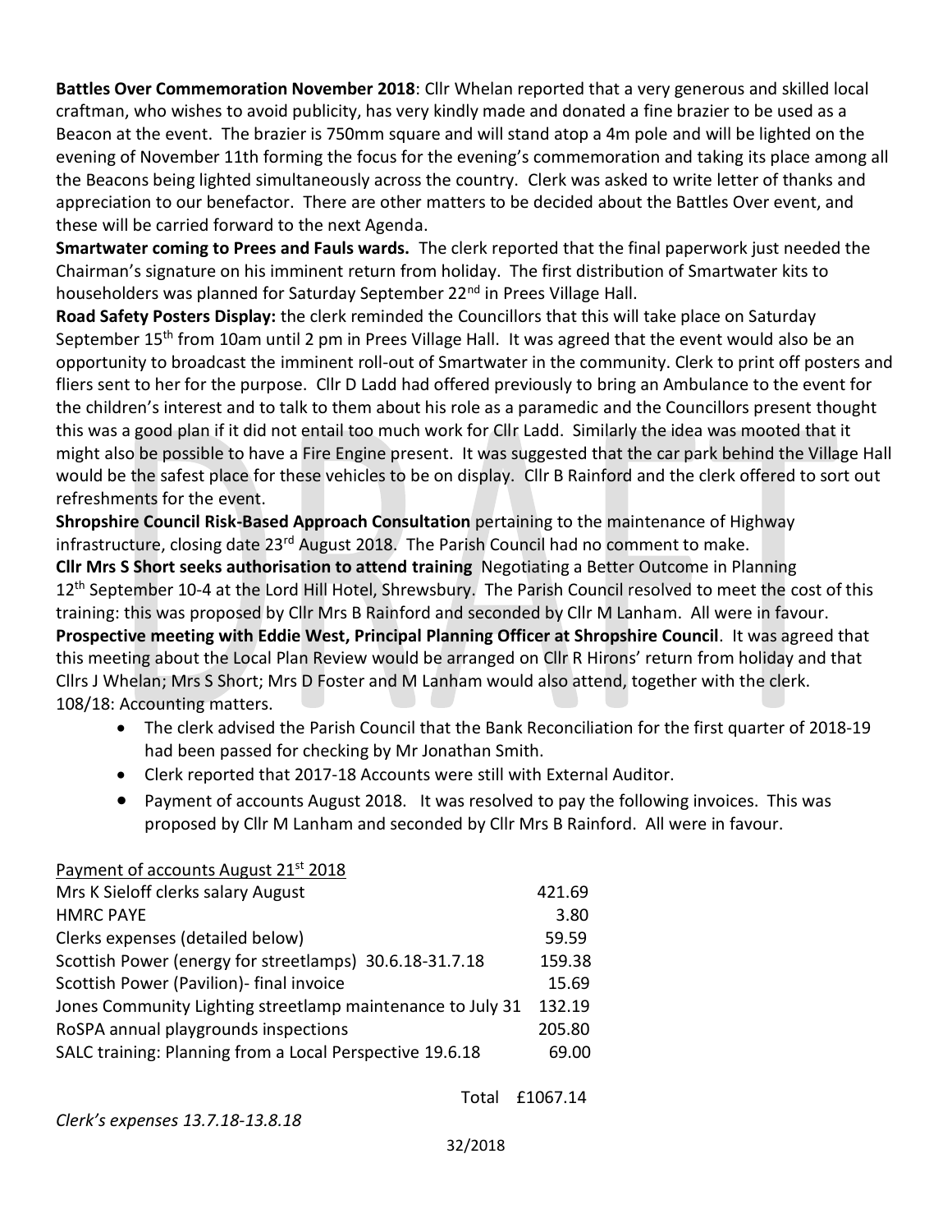**Battles Over Commemoration November 2018**: Cllr Whelan reported that a very generous and skilled local craftman, who wishes to avoid publicity, has very kindly made and donated a fine brazier to be used as a Beacon at the event. The brazier is 750mm square and will stand atop a 4m pole and will be lighted on the evening of November 11th forming the focus for the evening's commemoration and taking its place among all the Beacons being lighted simultaneously across the country. Clerk was asked to write letter of thanks and appreciation to our benefactor. There are other matters to be decided about the Battles Over event, and these will be carried forward to the next Agenda.

**Smartwater coming to Prees and Fauls wards.** The clerk reported that the final paperwork just needed the Chairman's signature on his imminent return from holiday. The first distribution of Smartwater kits to householders was planned for Saturday September 22nd in Prees Village Hall.

**Road Safety Posters Display:** the clerk reminded the Councillors that this will take place on Saturday September 15th from 10am until 2 pm in Prees Village Hall. It was agreed that the event would also be an opportunity to broadcast the imminent roll-out of Smartwater in the community. Clerk to print off posters and fliers sent to her for the purpose. Cllr D Ladd had offered previously to bring an Ambulance to the event for the children's interest and to talk to them about his role as a paramedic and the Councillors present thought this was a good plan if it did not entail too much work for Cllr Ladd. Similarly the idea was mooted that it might also be possible to have a Fire Engine present. It was suggested that the car park behind the Village Hall would be the safest place for these vehicles to be on display. Cllr B Rainford and the clerk offered to sort out refreshments for the event.

**Shropshire Council Risk-Based Approach Consultation** pertaining to the maintenance of Highway infrastructure, closing date 23rd August 2018. The Parish Council had no comment to make.

**Cllr Mrs S Short seeks authorisation to attend training** Negotiating a Better Outcome in Planning 12th September 10-4 at the Lord Hill Hotel, Shrewsbury. The Parish Council resolved to meet the cost of this training: this was proposed by Cllr Mrs B Rainford and seconded by Cllr M Lanham. All were in favour.

**Prospective meeting with Eddie West, Principal Planning Officer at Shropshire Council**. It was agreed that this meeting about the Local Plan Review would be arranged on Cllr R Hirons' return from holiday and that Cllrs J Whelan; Mrs S Short; Mrs D Foster and M Lanham would also attend, together with the clerk.

108/18: Accounting matters.

- The clerk advised the Parish Council that the Bank Reconciliation for the first quarter of 2018-19 had been passed for checking by Mr Jonathan Smith.
- Clerk reported that 2017-18 Accounts were still with External Auditor.
- Payment of accounts August 2018. It was resolved to pay the following invoices. This was proposed by Cllr M Lanham and seconded by Cllr Mrs B Rainford. All were in favour.

Payment of accounts August 21st 2018

| | |
|---|---|
| Mrs K Sieloff clerks salary August | 421.69 |
| HMRC PAYE | 3.80 |
| Clerks expenses (detailed below) | 59.59 |
| Scottish Power (energy for streetlamps) 30.6.18-31.7.18 | 159.38 |
| Scottish Power (Pavilion)- final invoice | 15.69 |
| Jones Community Lighting streetlamp maintenance to July 31 | 132.19 |
| RoSPA annual playgrounds inspections | 205.80 |
| SALC training: Planning from a Local Perspective 19.6.18 | 69.00 |
| Total | £1067.14 |

*Clerk's expenses 13.7.18-13.8.18*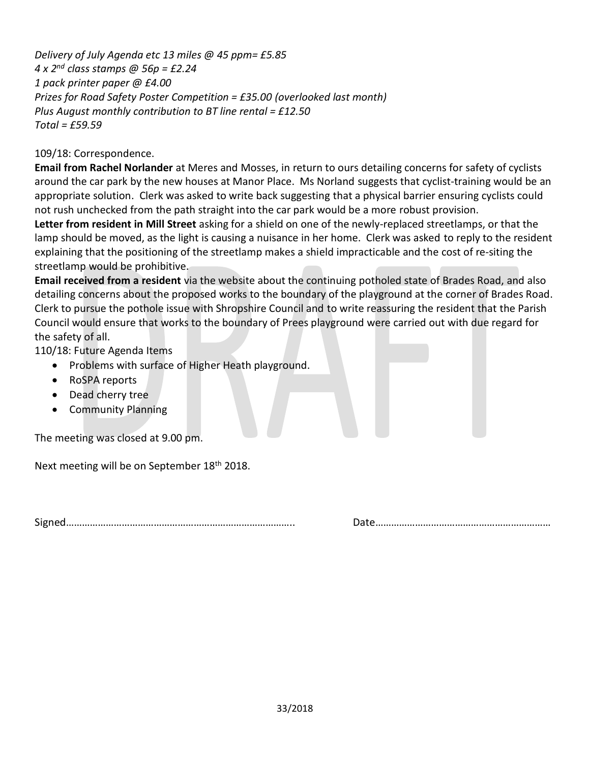*Delivery of July Agenda etc 13 miles @ 45 ppm= £5.85*
*4 x 2nd class stamps @ 56p = £2.24*
*1 pack printer paper @ £4.00*
*Prizes for Road Safety Poster Competition = £35.00 (overlooked last month)*
*Plus August monthly contribution to BT line rental = £12.50*
*Total = £59.59*

109/18: Correspondence.

**Email from Rachel Norlander** at Meres and Mosses, in return to ours detailing concerns for safety of cyclists around the car park by the new houses at Manor Place. Ms Norland suggests that cyclist-training would be an appropriate solution. Clerk was asked to write back suggesting that a physical barrier ensuring cyclists could not rush unchecked from the path straight into the car park would be a more robust provision.

**Letter from resident in Mill Street** asking for a shield on one of the newly-replaced streetlamps, or that the lamp should be moved, as the light is causing a nuisance in her home. Clerk was asked to reply to the resident explaining that the positioning of the streetlamp makes a shield impracticable and the cost of re-siting the streetlamp would be prohibitive.

**Email received from a resident** via the website about the continuing potholed state of Brades Road, and also detailing concerns about the proposed works to the boundary of the playground at the corner of Brades Road. Clerk to pursue the pothole issue with Shropshire Council and to write reassuring the resident that the Parish Council would ensure that works to the boundary of Prees playground were carried out with due regard for the safety of all.

110/18: Future Agenda Items

- Problems with surface of Higher Heath playground.
- RoSPA reports
- Dead cherry tree
- Community Planning

The meeting was closed at 9.00 pm.

Next meeting will be on September 18th 2018.

Signed………………………………………………………………………….. Date………………………………………………………